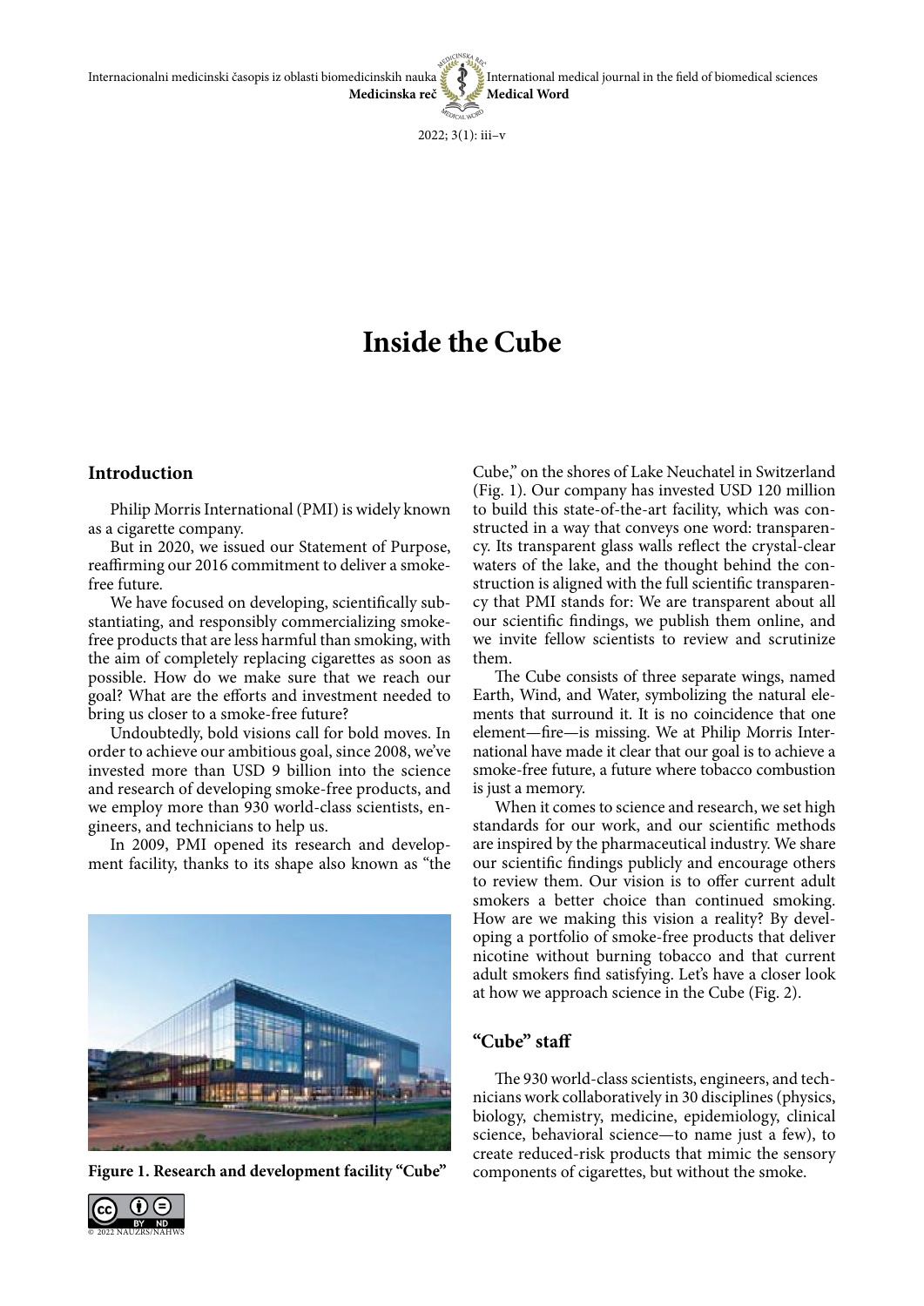# Inside the Cube

## Introduction

Philip Morris International (PMI) is widely known as a cigarette company.

But in 2020, we issued our Statement of Purpose, reaffirming our 2016 commitment to deliver a smoke-free future.

We have focused on developing, scientifically substantiating, and responsibly commercializing smoke-free products that are less harmful than smoking, with the aim of completely replacing cigarettes as soon as possible. How do we make sure that we reach our goal? What are the efforts and investment needed to bring us closer to a smoke-free future?

Undoubtedly, bold visions call for bold moves. In order to achieve our ambitious goal, since 2008, we've invested more than USD 9 billion into the science and research of developing smoke-free products, and we employ more than 930 world-class scientists, engineers, and technicians to help us.

In 2009, PMI opened its research and development facility, thanks to its shape also known as "the Cube," on the shores of Lake Neuchatel in Switzerland (Fig. 1). Our company has invested USD 120 million to build this state-of-the-art facility, which was constructed in a way that conveys one word: transparency. Its transparent glass walls reflect the crystal-clear waters of the lake, and the thought behind the construction is aligned with the full scientific transparency that PMI stands for: We are transparent about all our scientific findings, we publish them online, and we invite fellow scientists to review and scrutinize them.

**Figure 1. Research and development facility "Cube"**

The Cube consists of three separate wings, named Earth, Wind, and Water, symbolizing the natural elements that surround it. It is no coincidence that one element—fire—is missing. We at Philip Morris International have made it clear that our goal is to achieve a smoke-free future, a future where tobacco combustion is just a memory.

When it comes to science and research, we set high standards for our work, and our scientific methods are inspired by the pharmaceutical industry. We share our scientific findings publicly and encourage others to review them. Our vision is to offer current adult smokers a better choice than continued smoking. How are we making this vision a reality? By developing a portfolio of smoke-free products that deliver nicotine without burning tobacco and that current adult smokers find satisfying. Let's have a closer look at how we approach science in the Cube (Fig. 2).

## "Cube" staff

The 930 world-class scientists, engineers, and technicians work collaboratively in 30 disciplines (physics, biology, chemistry, medicine, epidemiology, clinical science, behavioral science—to name just a few), to create reduced-risk products that mimic the sensory components of cigarettes, but without the smoke.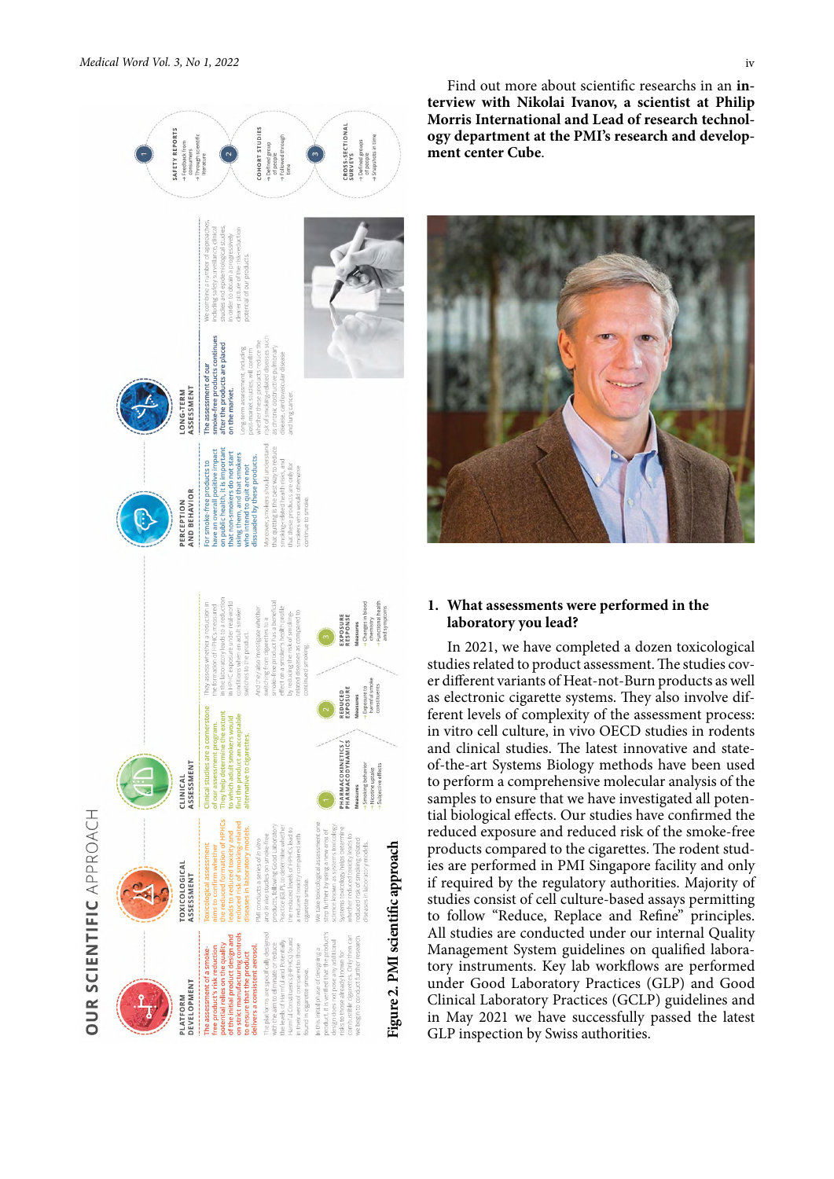Figure 2. PMI scientific approach

Find out more about scientific researchs in an **interview with Nikolai Ivanov, a scientist at Philip Morris International and Lead of research technology department at the PMI's research and development center Cube.**

1. **What assessments were performed in the laboratory you lead?**

In 2021, we have completed a dozen toxicological studies related to product assessment. The studies cover different variants of Heat-not-Burn products as well as electronic cigarette systems. They also involve different levels of complexity of the assessment process: in vitro cell culture, in vivo OECD studies in rodents and clinical studies. The latest innovative and state-of-the-art Systems Biology methods have been used to perform a comprehensive molecular analysis of the samples to ensure that we have investigated all potential biological effects. Our studies have confirmed the reduced exposure and reduced risk of the smoke-free products compared to the cigarettes. The rodent studies are performed in PMI Singapore facility and only if required by the regulatory authorities. Majority of studies consist of cell culture-based assays permitting to follow "Reduce, Replace and Refine" principles. All studies are conducted under our internal Quality Management System guidelines on qualified laboratory instruments. Key lab workflows are performed under Good Laboratory Practices (GLP) and Good Clinical Laboratory Practices (GCLP) guidelines and in May 2021 we have successfully passed the latest GLP inspection by Swiss authorities.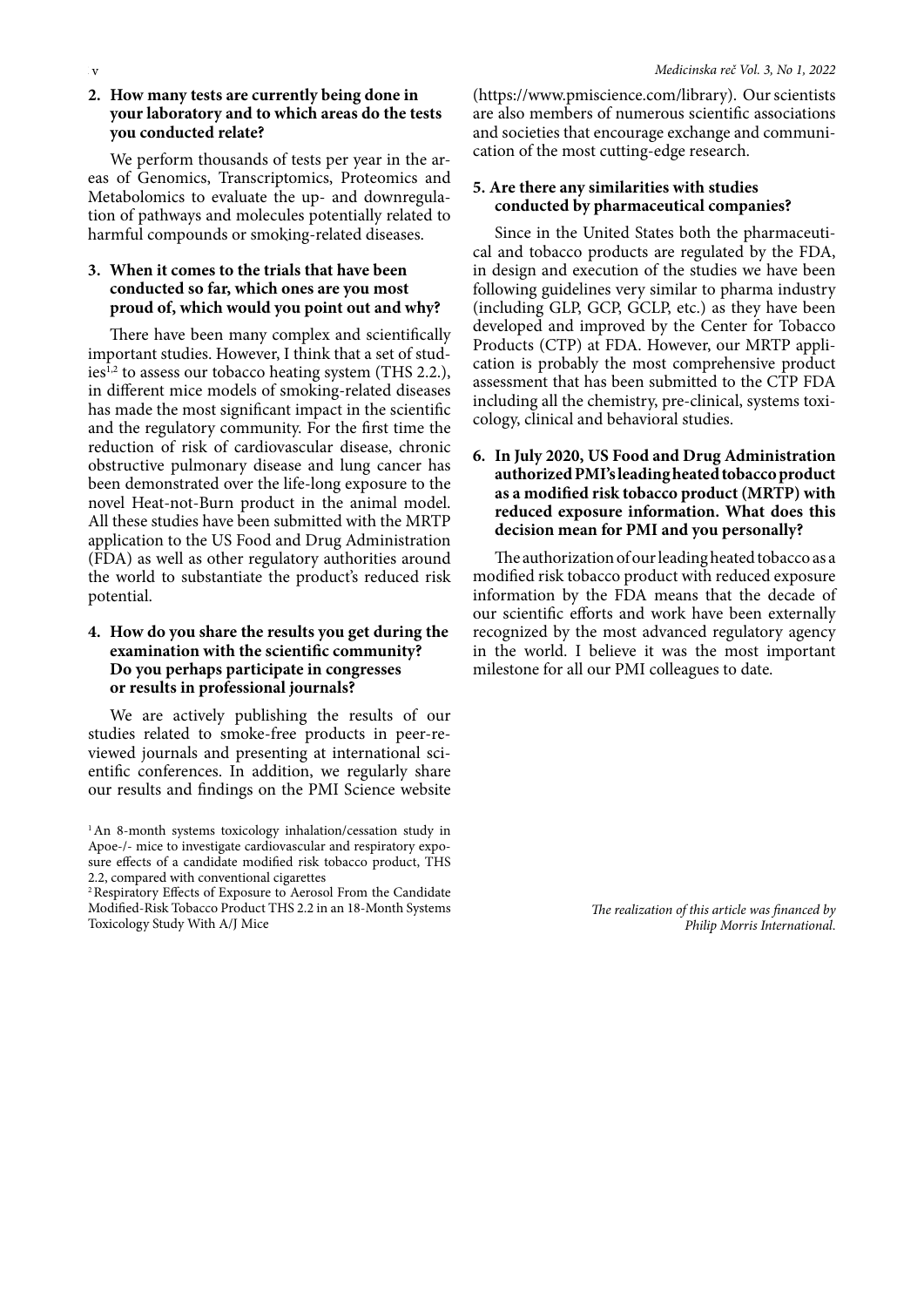**2. How many tests are currently being done in your laboratory and to which areas do the tests you conducted relate?**

We perform thousands of tests per year in the areas of Genomics, Transcriptomics, Proteomics and Metabolomics to evaluate the up- and downregulation of pathways and molecules potentially related to harmful compounds or smoking-related diseases.

**3. When it comes to the trials that have been conducted so far, which ones are you most proud of, which would you point out and why?**

There have been many complex and scientifically important studies. However, I think that a set of studies[1,2] to assess our tobacco heating system (THS 2.2.), in different mice models of smoking-related diseases has made the most significant impact in the scientific and the regulatory community. For the first time the reduction of risk of cardiovascular disease, chronic obstructive pulmonary disease and lung cancer has been demonstrated over the life-long exposure to the novel Heat-not-Burn product in the animal model. All these studies have been submitted with the MRTP application to the US Food and Drug Administration (FDA) as well as other regulatory authorities around the world to substantiate the product's reduced risk potential.

**4. How do you share the results you get during the examination with the scientific community? Do you perhaps participate in congresses or results in professional journals?**

We are actively publishing the results of our studies related to smoke-free products in peer-reviewed journals and presenting at international scientific conferences. In addition, we regularly share our results and findings on the PMI Science website (https://www.pmiscience.com/library). Our scientists are also members of numerous scientific associations and societies that encourage exchange and communication of the most cutting-edge research.

**5. Are there any similarities with studies conducted by pharmaceutical companies?**

Since in the United States both the pharmaceutical and tobacco products are regulated by the FDA, in design and execution of the studies we have been following guidelines very similar to pharma industry (including GLP, GCP, GCLP, etc.) as they have been developed and improved by the Center for Tobacco Products (CTP) at FDA. However, our MRTP application is probably the most comprehensive product assessment that has been submitted to the CTP FDA including all the chemistry, pre-clinical, systems toxicology, clinical and behavioral studies.

**6. In July 2020, US Food and Drug Administration authorized PMI's leading heated tobacco product as a modified risk tobacco product (MRTP) with reduced exposure information. What does this decision mean for PMI and you personally?**

The authorization of our leading heated tobacco as a modified risk tobacco product with reduced exposure information by the FDA means that the decade of our scientific efforts and work have been externally recognized by the most advanced regulatory agency in the world. I believe it was the most important milestone for all our PMI colleagues to date.

[1] An 8-month systems toxicology inhalation/cessation study in Apoe-/- mice to investigate cardiovascular and respiratory exposure effects of a candidate modified risk tobacco product, THS 2.2, compared with conventional cigarettes

[2] Respiratory Effects of Exposure to Aerosol From the Candidate Modified-Risk Tobacco Product THS 2.2 in an 18-Month Systems Toxicology Study With A/J Mice

*The realization of this article was financed by Philip Morris International.*